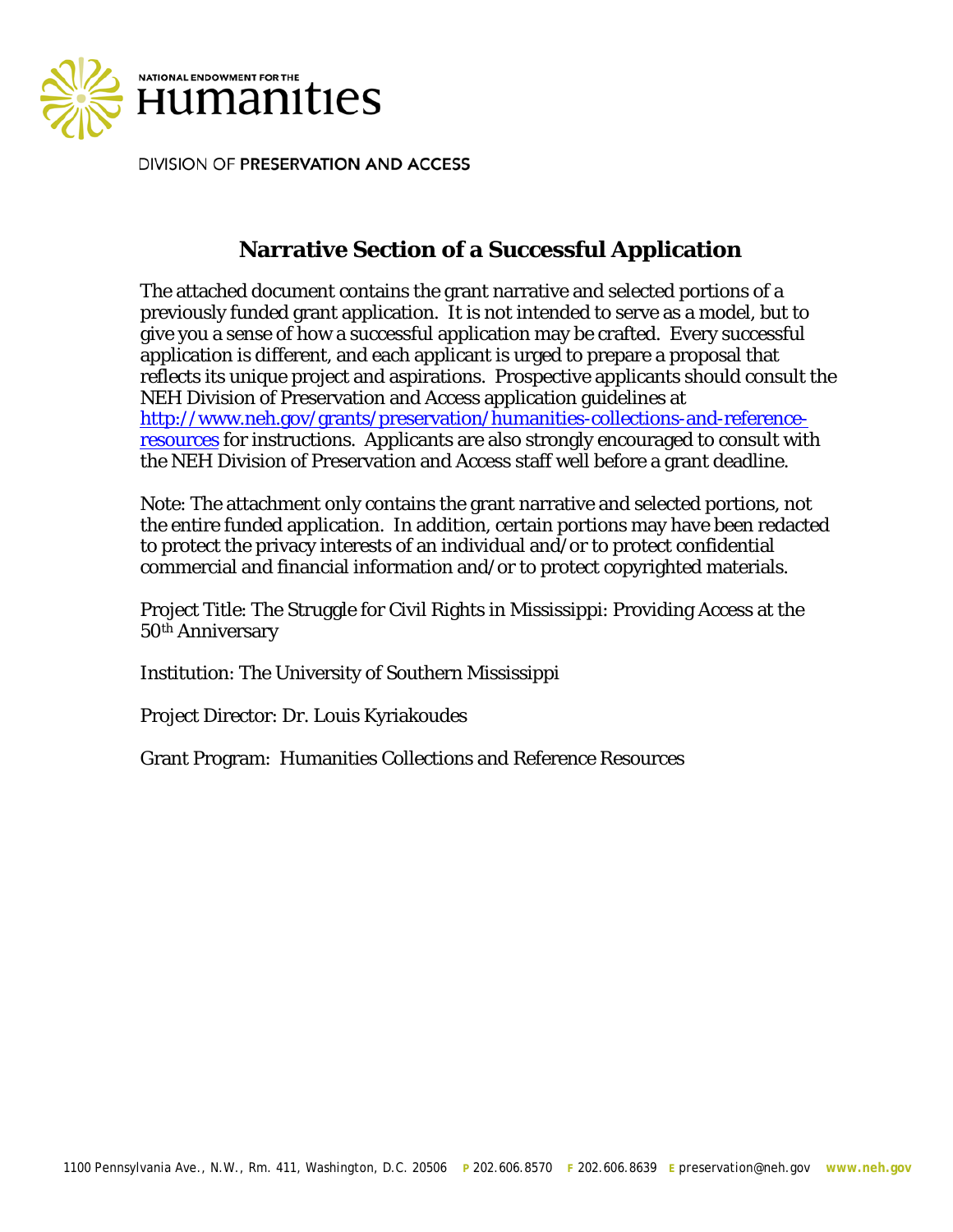NATIONAL ENDOWMENT FOR THE

# Humanities

DIVISION OF PRESERVATION AND ACCESS

## Narrative Section of a Successful Application

The attached document contains the grant narrative and selected portions of a previously funded grant application. It is not intended to serve as a model, but to give you a sense of how a successful application may be crafted. Every successful application is different, and each applicant is urged to prepare a proposal that reflects its unique project and aspirations. Prospective applicants should consult the NEH Division of Preservation and Access application guidelines at http://www.neh.gov/grants/preservation/humanities-collections-and-reference-resources for instructions. Applicants are also strongly encouraged to consult with the NEH Division of Preservation and Access staff well before a grant deadline.

Note: The attachment only contains the grant narrative and selected portions, not the entire funded application. In addition, certain portions may have been redacted to protect the privacy interests of an individual and/or to protect confidential commercial and financial information and/or to protect copyrighted materials.

Project Title: The Struggle for Civil Rights in Mississippi: Providing Access at the 50th Anniversary

Institution: The University of Southern Mississippi

Project Director: Dr. Louis Kyriakoudes

Grant Program: Humanities Collections and Reference Resources

1100 Pennsylvania Ave., N.W., Rm. 411, Washington, D.C. 20506 P 202.606.8570 F 202.606.8639 E preservation@neh.gov www.neh.gov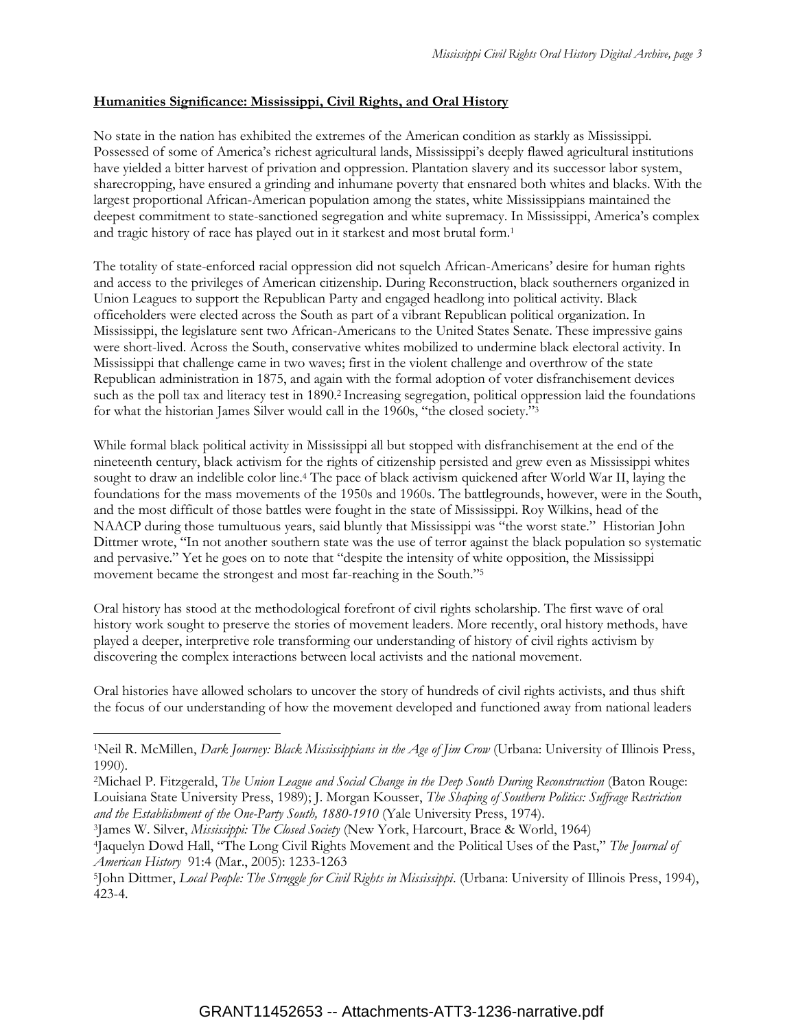**Humanities Significance: Mississippi, Civil Rights, and Oral History**

No state in the nation has exhibited the extremes of the American condition as starkly as Mississippi. Possessed of some of America's richest agricultural lands, Mississippi's deeply flawed agricultural institutions have yielded a bitter harvest of privation and oppression. Plantation slavery and its successor labor system, sharecropping, have ensured a grinding and inhumane poverty that ensnared both whites and blacks. With the largest proportional African-American population among the states, white Mississippians maintained the deepest commitment to state-sanctioned segregation and white supremacy. In Mississippi, America's complex and tragic history of race has played out in it starkest and most brutal form.[1]

The totality of state-enforced racial oppression did not squelch African-Americans' desire for human rights and access to the privileges of American citizenship. During Reconstruction, black southerners organized in Union Leagues to support the Republican Party and engaged headlong into political activity. Black officeholders were elected across the South as part of a vibrant Republican political organization. In Mississippi, the legislature sent two African-Americans to the United States Senate. These impressive gains were short-lived. Across the South, conservative whites mobilized to undermine black electoral activity. In Mississippi that challenge came in two waves; first in the violent challenge and overthrow of the state Republican administration in 1875, and again with the formal adoption of voter disfranchisement devices such as the poll tax and literacy test in 1890.[2] Increasing segregation, political oppression laid the foundations for what the historian James Silver would call in the 1960s, "the closed society."[3]

While formal black political activity in Mississippi all but stopped with disfranchisement at the end of the nineteenth century, black activism for the rights of citizenship persisted and grew even as Mississippi whites sought to draw an indelible color line.[4] The pace of black activism quickened after World War II, laying the foundations for the mass movements of the 1950s and 1960s. The battlegrounds, however, were in the South, and the most difficult of those battles were fought in the state of Mississippi. Roy Wilkins, head of the NAACP during those tumultuous years, said bluntly that Mississippi was "the worst state." Historian John Dittmer wrote, "In not another southern state was the use of terror against the black population so systematic and pervasive." Yet he goes on to note that "despite the intensity of white opposition, the Mississippi movement became the strongest and most far-reaching in the South."[5]

Oral history has stood at the methodological forefront of civil rights scholarship. The first wave of oral history work sought to preserve the stories of movement leaders. More recently, oral history methods, have played a deeper, interpretive role transforming our understanding of history of civil rights activism by discovering the complex interactions between local activists and the national movement.

Oral histories have allowed scholars to uncover the story of hundreds of civil rights activists, and thus shift the focus of our understanding of how the movement developed and functioned away from national leaders

---

[1] Neil R. McMillen, *Dark Journey: Black Mississippians in the Age of Jim Crow* (Urbana: University of Illinois Press, 1990).

[2] Michael P. Fitzgerald, *The Union League and Social Change in the Deep South During Reconstruction* (Baton Rouge: Louisiana State University Press, 1989); J. Morgan Kousser, *The Shaping of Southern Politics: Suffrage Restriction and the Establishment of the One-Party South, 1880-1910* (Yale University Press, 1974).

[3] James W. Silver, *Mississippi: The Closed Society* (New York, Harcourt, Brace & World, 1964)

[4] Jaquelyn Dowd Hall, "The Long Civil Rights Movement and the Political Uses of the Past," *The Journal of American History* 91:4 (Mar., 2005): 1233-1263

[5] John Dittmer, *Local People: The Struggle for Civil Rights in Mississippi*. (Urbana: University of Illinois Press, 1994), 423-4.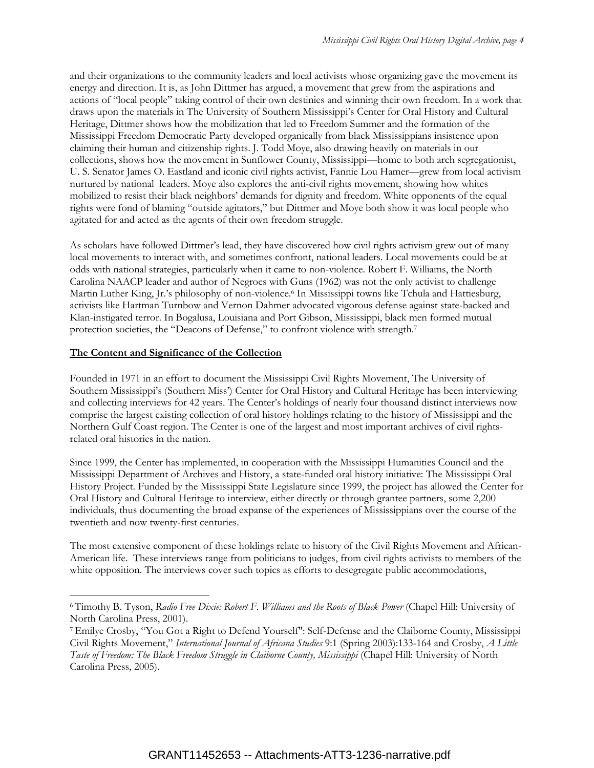and their organizations to the community leaders and local activists whose organizing gave the movement its energy and direction. It is, as John Dittmer has argued, a movement that grew from the aspirations and actions of "local people" taking control of their own destinies and winning their own freedom. In a work that draws upon the materials in The University of Southern Mississippi's Center for Oral History and Cultural Heritage, Dittmer shows how the mobilization that led to Freedom Summer and the formation of the Mississippi Freedom Democratic Party developed organically from black Mississippians insistence upon claiming their human and citizenship rights. J. Todd Moye, also drawing heavily on materials in our collections, shows how the movement in Sunflower County, Mississippi—home to both arch segregationist, U. S. Senator James O. Eastland and iconic civil rights activist, Fannie Lou Hamer—grew from local activism nurtured by national leaders. Moye also explores the anti-civil rights movement, showing how whites mobilized to resist their black neighbors' demands for dignity and freedom. White opponents of the equal rights were fond of blaming "outside agitators," but Dittmer and Moye both show it was local people who agitated for and acted as the agents of their own freedom struggle.

As scholars have followed Dittmer's lead, they have discovered how civil rights activism grew out of many local movements to interact with, and sometimes confront, national leaders. Local movements could be at odds with national strategies, particularly when it came to non-violence. Robert F. Williams, the North Carolina NAACP leader and author of Negroes with Guns (1962) was not the only activist to challenge Martin Luther King, Jr.'s philosophy of non-violence.[6] In Mississippi towns like Tchula and Hattiesburg, activists like Hartman Turnbow and Vernon Dahmer advocated vigorous defense against state-backed and Klan-instigated terror. In Bogalusa, Louisiana and Port Gibson, Mississippi, black men formed mutual protection societies, the "Deacons of Defense," to confront violence with strength.[7]

**The Content and Significance of the Collection**

Founded in 1971 in an effort to document the Mississippi Civil Rights Movement, The University of Southern Mississippi's (Southern Miss') Center for Oral History and Cultural Heritage has been interviewing and collecting interviews for 42 years. The Center's holdings of nearly four thousand distinct interviews now comprise the largest existing collection of oral history holdings relating to the history of Mississippi and the Northern Gulf Coast region. The Center is one of the largest and most important archives of civil rights-related oral histories in the nation.

Since 1999, the Center has implemented, in cooperation with the Mississippi Humanities Council and the Mississippi Department of Archives and History, a state-funded oral history initiative: The Mississippi Oral History Project. Funded by the Mississippi State Legislature since 1999, the project has allowed the Center for Oral History and Cultural Heritage to interview, either directly or through grantee partners, some 2,200 individuals, thus documenting the broad expanse of the experiences of Mississippians over the course of the twentieth and now twenty-first centuries.

The most extensive component of these holdings relate to history of the Civil Rights Movement and African-American life. These interviews range from politicians to judges, from civil rights activists to members of the white opposition. The interviews cover such topics as efforts to desegregate public accommodations,

---

[6] Timothy B. Tyson, *Radio Free Dixie: Robert F. Williams and the Roots of Black Power* (Chapel Hill: University of North Carolina Press, 2001).

[7] Emilye Crosby, "You Got a Right to Defend Yourself": Self-Defense and the Claiborne County, Mississippi Civil Rights Movement," *International Journal of Africana Studies* 9:1 (Spring 2003):133-164 and Crosby, *A Little Taste of Freedom: The Black Freedom Struggle in Claiborne County, Mississippi* (Chapel Hill: University of North Carolina Press, 2005).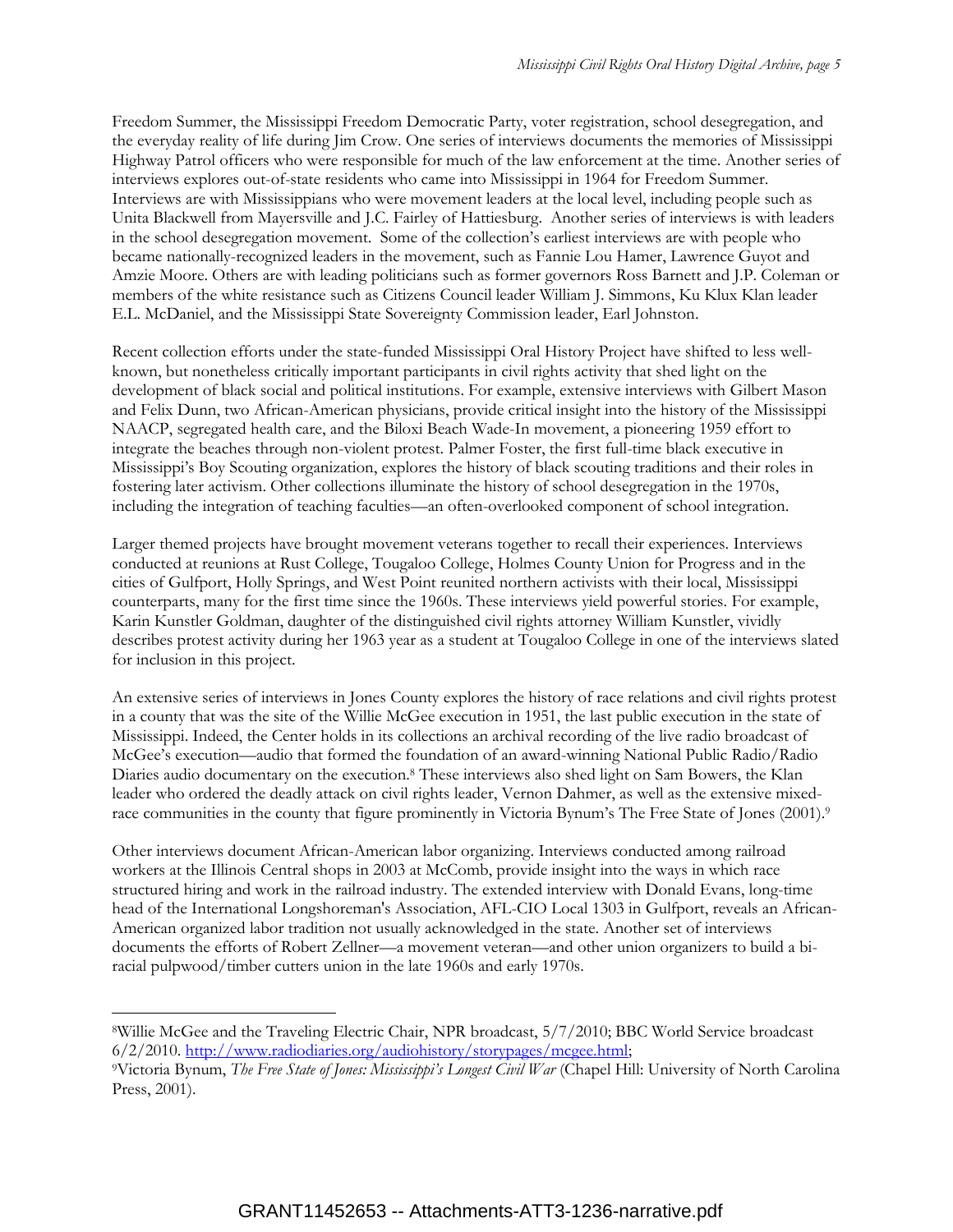Freedom Summer, the Mississippi Freedom Democratic Party, voter registration, school desegregation, and the everyday reality of life during Jim Crow. One series of interviews documents the memories of Mississippi Highway Patrol officers who were responsible for much of the law enforcement at the time. Another series of interviews explores out-of-state residents who came into Mississippi in 1964 for Freedom Summer. Interviews are with Mississippians who were movement leaders at the local level, including people such as Unita Blackwell from Mayersville and J.C. Fairley of Hattiesburg. Another series of interviews is with leaders in the school desegregation movement. Some of the collection's earliest interviews are with people who became nationally-recognized leaders in the movement, such as Fannie Lou Hamer, Lawrence Guyot and Amzie Moore. Others are with leading politicians such as former governors Ross Barnett and J.P. Coleman or members of the white resistance such as Citizens Council leader William J. Simmons, Ku Klux Klan leader E.L. McDaniel, and the Mississippi State Sovereignty Commission leader, Earl Johnston.

Recent collection efforts under the state-funded Mississippi Oral History Project have shifted to less well-known, but nonetheless critically important participants in civil rights activity that shed light on the development of black social and political institutions. For example, extensive interviews with Gilbert Mason and Felix Dunn, two African-American physicians, provide critical insight into the history of the Mississippi NAACP, segregated health care, and the Biloxi Beach Wade-In movement, a pioneering 1959 effort to integrate the beaches through non-violent protest. Palmer Foster, the first full-time black executive in Mississippi's Boy Scouting organization, explores the history of black scouting traditions and their roles in fostering later activism. Other collections illuminate the history of school desegregation in the 1970s, including the integration of teaching faculties—an often-overlooked component of school integration.

Larger themed projects have brought movement veterans together to recall their experiences. Interviews conducted at reunions at Rust College, Tougaloo College, Holmes County Union for Progress and in the cities of Gulfport, Holly Springs, and West Point reunited northern activists with their local, Mississippi counterparts, many for the first time since the 1960s. These interviews yield powerful stories. For example, Karin Kunstler Goldman, daughter of the distinguished civil rights attorney William Kunstler, vividly describes protest activity during her 1963 year as a student at Tougaloo College in one of the interviews slated for inclusion in this project.

An extensive series of interviews in Jones County explores the history of race relations and civil rights protest in a county that was the site of the Willie McGee execution in 1951, the last public execution in the state of Mississippi. Indeed, the Center holds in its collections an archival recording of the live radio broadcast of McGee's execution—audio that formed the foundation of an award-winning National Public Radio/Radio Diaries audio documentary on the execution.[8] These interviews also shed light on Sam Bowers, the Klan leader who ordered the deadly attack on civil rights leader, Vernon Dahmer, as well as the extensive mixed-race communities in the county that figure prominently in Victoria Bynum's The Free State of Jones (2001).[9]

Other interviews document African-American labor organizing. Interviews conducted among railroad workers at the Illinois Central shops in 2003 at McComb, provide insight into the ways in which race structured hiring and work in the railroad industry. The extended interview with Donald Evans, long-time head of the International Longshoreman's Association, AFL-CIO Local 1303 in Gulfport, reveals an African-American organized labor tradition not usually acknowledged in the state. Another set of interviews documents the efforts of Robert Zellner—a movement veteran—and other union organizers to build a bi-racial pulpwood/timber cutters union in the late 1960s and early 1970s.

---

[8] Willie McGee and the Traveling Electric Chair, NPR broadcast, 5/7/2010; BBC World Service broadcast 6/2/2010. http://www.radiodiaries.org/audiohistory/storypages/mcgee.html;

[9] Victoria Bynum, *The Free State of Jones: Mississippi's Longest Civil War* (Chapel Hill: University of North Carolina Press, 2001).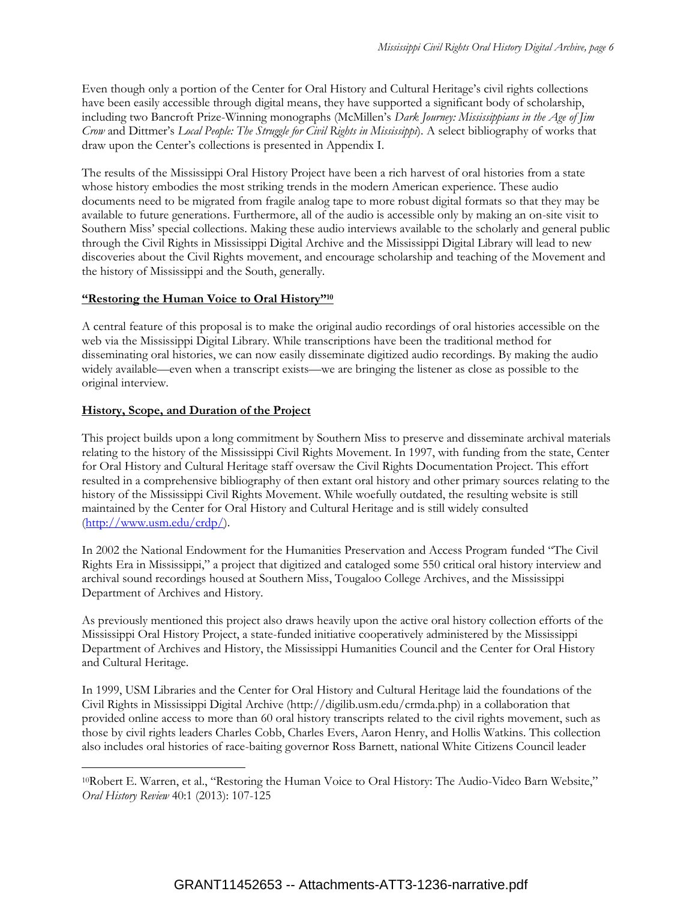Even though only a portion of the Center for Oral History and Cultural Heritage's civil rights collections have been easily accessible through digital means, they have supported a significant body of scholarship, including two Bancroft Prize-Winning monographs (McMillen's *Dark Journey: Mississippians in the Age of Jim Crow* and Dittmer's *Local People: The Struggle for Civil Rights in Mississippi*). A select bibliography of works that draw upon the Center's collections is presented in Appendix I.

The results of the Mississippi Oral History Project have been a rich harvest of oral histories from a state whose history embodies the most striking trends in the modern American experience. These audio documents need to be migrated from fragile analog tape to more robust digital formats so that they may be available to future generations. Furthermore, all of the audio is accessible only by making an on-site visit to Southern Miss' special collections. Making these audio interviews available to the scholarly and general public through the Civil Rights in Mississippi Digital Archive and the Mississippi Digital Library will lead to new discoveries about the Civil Rights movement, and encourage scholarship and teaching of the Movement and the history of Mississippi and the South, generally.

**"Restoring the Human Voice to Oral History"[10]**

A central feature of this proposal is to make the original audio recordings of oral histories accessible on the web via the Mississippi Digital Library. While transcriptions have been the traditional method for disseminating oral histories, we can now easily disseminate digitized audio recordings. By making the audio widely available—even when a transcript exists—we are bringing the listener as close as possible to the original interview.

**History, Scope, and Duration of the Project**

This project builds upon a long commitment by Southern Miss to preserve and disseminate archival materials relating to the history of the Mississippi Civil Rights Movement. In 1997, with funding from the state, Center for Oral History and Cultural Heritage staff oversaw the Civil Rights Documentation Project. This effort resulted in a comprehensive bibliography of then extant oral history and other primary sources relating to the history of the Mississippi Civil Rights Movement. While woefully outdated, the resulting website is still maintained by the Center for Oral History and Cultural Heritage and is still widely consulted (http://www.usm.edu/crdp/).

In 2002 the National Endowment for the Humanities Preservation and Access Program funded "The Civil Rights Era in Mississippi," a project that digitized and cataloged some 550 critical oral history interview and archival sound recordings housed at Southern Miss, Tougaloo College Archives, and the Mississippi Department of Archives and History.

As previously mentioned this project also draws heavily upon the active oral history collection efforts of the Mississippi Oral History Project, a state-funded initiative cooperatively administered by the Mississippi Department of Archives and History, the Mississippi Humanities Council and the Center for Oral History and Cultural Heritage.

In 1999, USM Libraries and the Center for Oral History and Cultural Heritage laid the foundations of the Civil Rights in Mississippi Digital Archive (http://digilib.usm.edu/crmda.php) in a collaboration that provided online access to more than 60 oral history transcripts related to the civil rights movement, such as those by civil rights leaders Charles Cobb, Charles Evers, Aaron Henry, and Hollis Watkins. This collection also includes oral histories of race-baiting governor Ross Barnett, national White Citizens Council leader

---

[10] Robert E. Warren, et al., "Restoring the Human Voice to Oral History: The Audio-Video Barn Website," *Oral History Review* 40:1 (2013): 107-125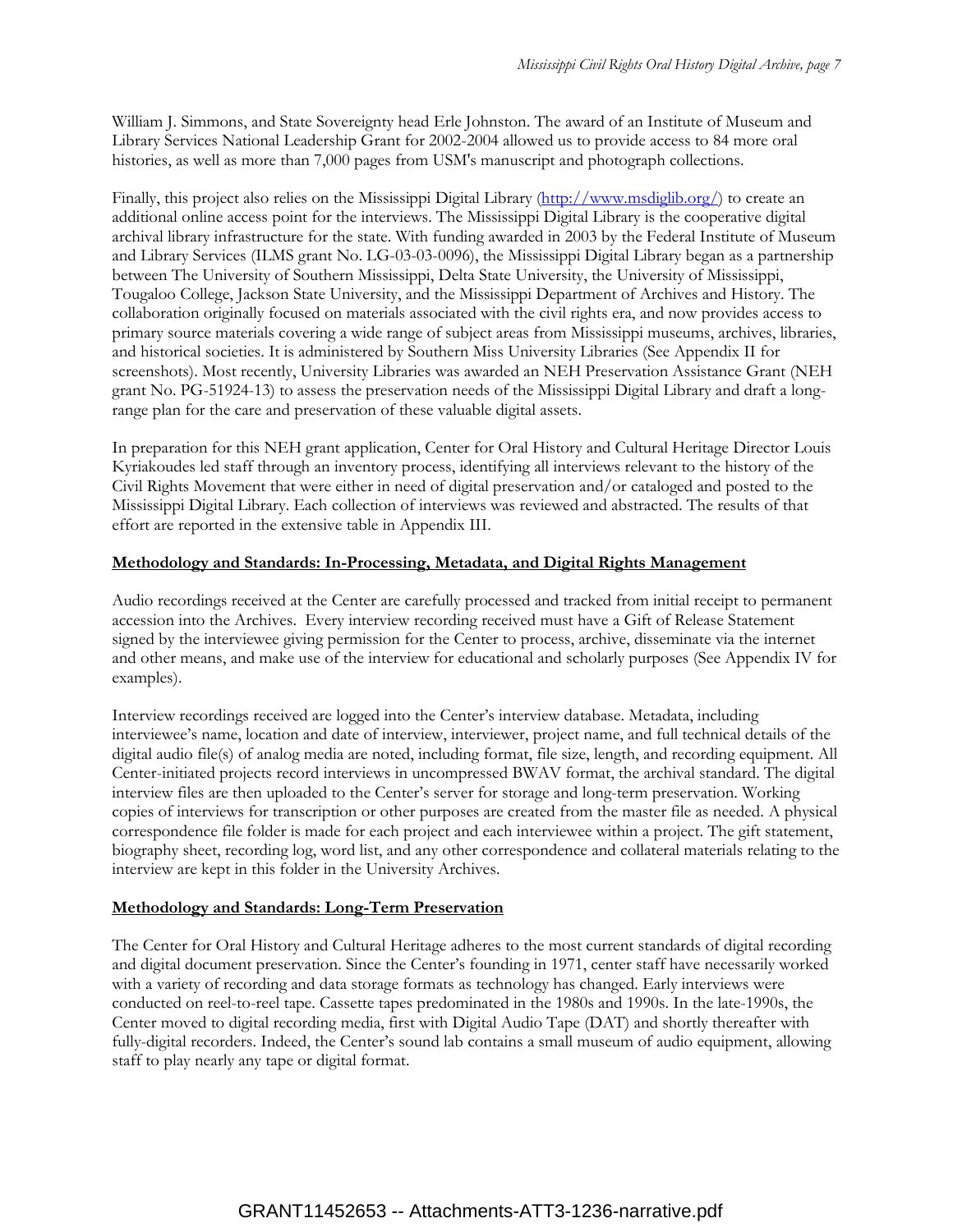William J. Simmons, and State Sovereignty head Erle Johnston. The award of an Institute of Museum and Library Services National Leadership Grant for 2002-2004 allowed us to provide access to 84 more oral histories, as well as more than 7,000 pages from USM's manuscript and photograph collections.

Finally, this project also relies on the Mississippi Digital Library (http://www.msdiglib.org/) to create an additional online access point for the interviews. The Mississippi Digital Library is the cooperative digital archival library infrastructure for the state. With funding awarded in 2003 by the Federal Institute of Museum and Library Services (ILMS grant No. LG-03-03-0096), the Mississippi Digital Library began as a partnership between The University of Southern Mississippi, Delta State University, the University of Mississippi, Tougaloo College, Jackson State University, and the Mississippi Department of Archives and History. The collaboration originally focused on materials associated with the civil rights era, and now provides access to primary source materials covering a wide range of subject areas from Mississippi museums, archives, libraries, and historical societies. It is administered by Southern Miss University Libraries (See Appendix II for screenshots). Most recently, University Libraries was awarded an NEH Preservation Assistance Grant (NEH grant No. PG-51924-13) to assess the preservation needs of the Mississippi Digital Library and draft a long-range plan for the care and preservation of these valuable digital assets.

In preparation for this NEH grant application, Center for Oral History and Cultural Heritage Director Louis Kyriakoudes led staff through an inventory process, identifying all interviews relevant to the history of the Civil Rights Movement that were either in need of digital preservation and/or cataloged and posted to the Mississippi Digital Library. Each collection of interviews was reviewed and abstracted. The results of that effort are reported in the extensive table in Appendix III.

**Methodology and Standards: In-Processing, Metadata, and Digital Rights Management**

Audio recordings received at the Center are carefully processed and tracked from initial receipt to permanent accession into the Archives. Every interview recording received must have a Gift of Release Statement signed by the interviewee giving permission for the Center to process, archive, disseminate via the internet and other means, and make use of the interview for educational and scholarly purposes (See Appendix IV for examples).

Interview recordings received are logged into the Center's interview database. Metadata, including interviewee's name, location and date of interview, interviewer, project name, and full technical details of the digital audio file(s) of analog media are noted, including format, file size, length, and recording equipment. All Center-initiated projects record interviews in uncompressed BWAV format, the archival standard. The digital interview files are then uploaded to the Center's server for storage and long-term preservation. Working copies of interviews for transcription or other purposes are created from the master file as needed. A physical correspondence file folder is made for each project and each interviewee within a project. The gift statement, biography sheet, recording log, word list, and any other correspondence and collateral materials relating to the interview are kept in this folder in the University Archives.

**Methodology and Standards: Long-Term Preservation**

The Center for Oral History and Cultural Heritage adheres to the most current standards of digital recording and digital document preservation. Since the Center's founding in 1971, center staff have necessarily worked with a variety of recording and data storage formats as technology has changed. Early interviews were conducted on reel-to-reel tape. Cassette tapes predominated in the 1980s and 1990s. In the late-1990s, the Center moved to digital recording media, first with Digital Audio Tape (DAT) and shortly thereafter with fully-digital recorders. Indeed, the Center's sound lab contains a small museum of audio equipment, allowing staff to play nearly any tape or digital format.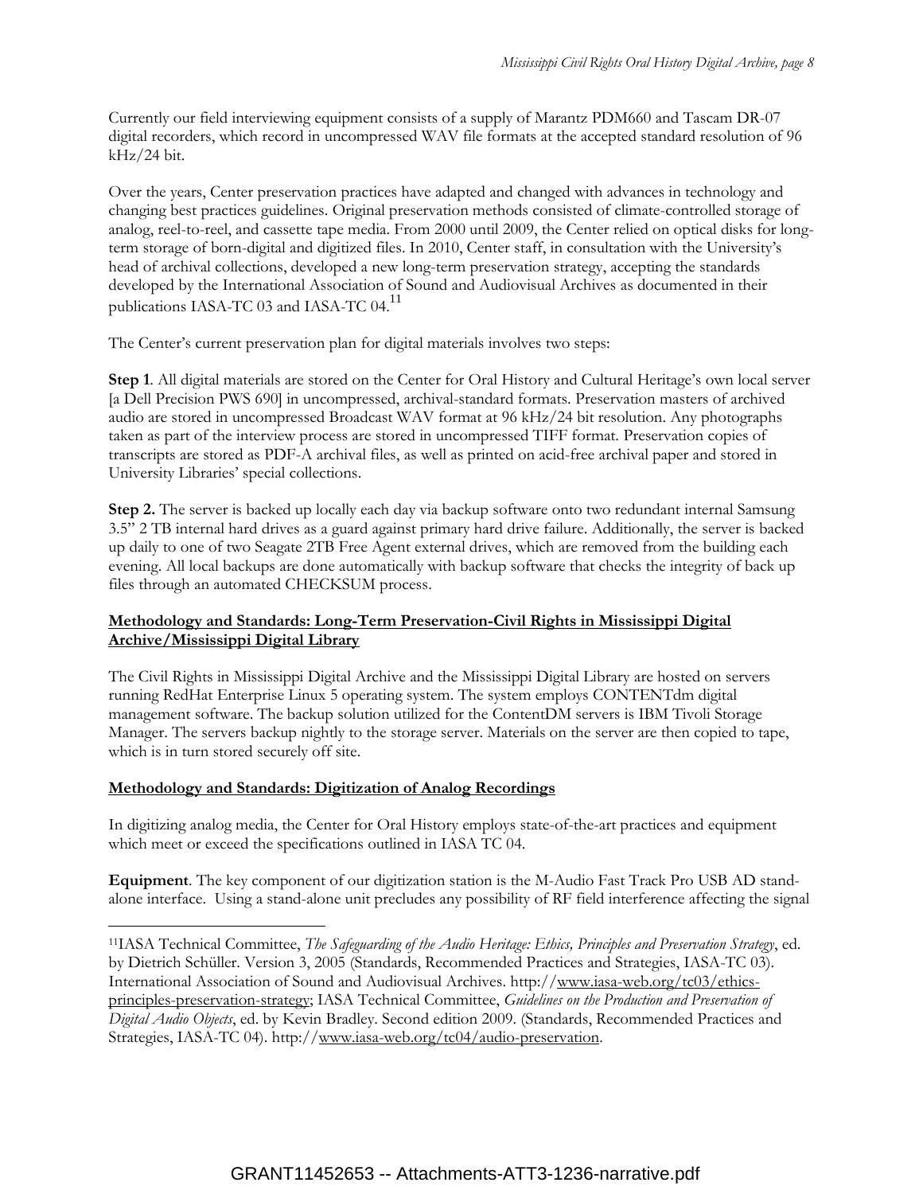Currently our field interviewing equipment consists of a supply of Marantz PDM660 and Tascam DR-07 digital recorders, which record in uncompressed WAV file formats at the accepted standard resolution of 96 kHz/24 bit.

Over the years, Center preservation practices have adapted and changed with advances in technology and changing best practices guidelines. Original preservation methods consisted of climate-controlled storage of analog, reel-to-reel, and cassette tape media. From 2000 until 2009, the Center relied on optical disks for long-term storage of born-digital and digitized files. In 2010, Center staff, in consultation with the University's head of archival collections, developed a new long-term preservation strategy, accepting the standards developed by the International Association of Sound and Audiovisual Archives as documented in their publications IASA-TC 03 and IASA-TC 04.[11]

The Center's current preservation plan for digital materials involves two steps:

**Step 1**. All digital materials are stored on the Center for Oral History and Cultural Heritage's own local server [a Dell Precision PWS 690] in uncompressed, archival-standard formats. Preservation masters of archived audio are stored in uncompressed Broadcast WAV format at 96 kHz/24 bit resolution. Any photographs taken as part of the interview process are stored in uncompressed TIFF format. Preservation copies of transcripts are stored as PDF-A archival files, as well as printed on acid-free archival paper and stored in University Libraries' special collections.

**Step 2.** The server is backed up locally each day via backup software onto two redundant internal Samsung 3.5" 2 TB internal hard drives as a guard against primary hard drive failure. Additionally, the server is backed up daily to one of two Seagate 2TB Free Agent external drives, which are removed from the building each evening. All local backups are done automatically with backup software that checks the integrity of back up files through an automated CHECKSUM process.

**Methodology and Standards: Long-Term Preservation-Civil Rights in Mississippi Digital Archive/Mississippi Digital Library**

The Civil Rights in Mississippi Digital Archive and the Mississippi Digital Library are hosted on servers running RedHat Enterprise Linux 5 operating system. The system employs CONTENTdm digital management software. The backup solution utilized for the ContentDM servers is IBM Tivoli Storage Manager. The servers backup nightly to the storage server. Materials on the server are then copied to tape, which is in turn stored securely off site.

**Methodology and Standards: Digitization of Analog Recordings**

In digitizing analog media, the Center for Oral History employs state-of-the-art practices and equipment which meet or exceed the specifications outlined in IASA TC 04.

**Equipment**. The key component of our digitization station is the M-Audio Fast Track Pro USB AD stand-alone interface. Using a stand-alone unit precludes any possibility of RF field interference affecting the signal

---

[11] IASA Technical Committee, *The Safeguarding of the Audio Heritage: Ethics, Principles and Preservation Strategy*, ed. by Dietrich Schüller. Version 3, 2005 (Standards, Recommended Practices and Strategies, IASA-TC 03). International Association of Sound and Audiovisual Archives. http://www.iasa-web.org/tc03/ethics-principles-preservation-strategy; IASA Technical Committee, *Guidelines on the Production and Preservation of Digital Audio Objects*, ed. by Kevin Bradley. Second edition 2009. (Standards, Recommended Practices and Strategies, IASA-TC 04). http://www.iasa-web.org/tc04/audio-preservation.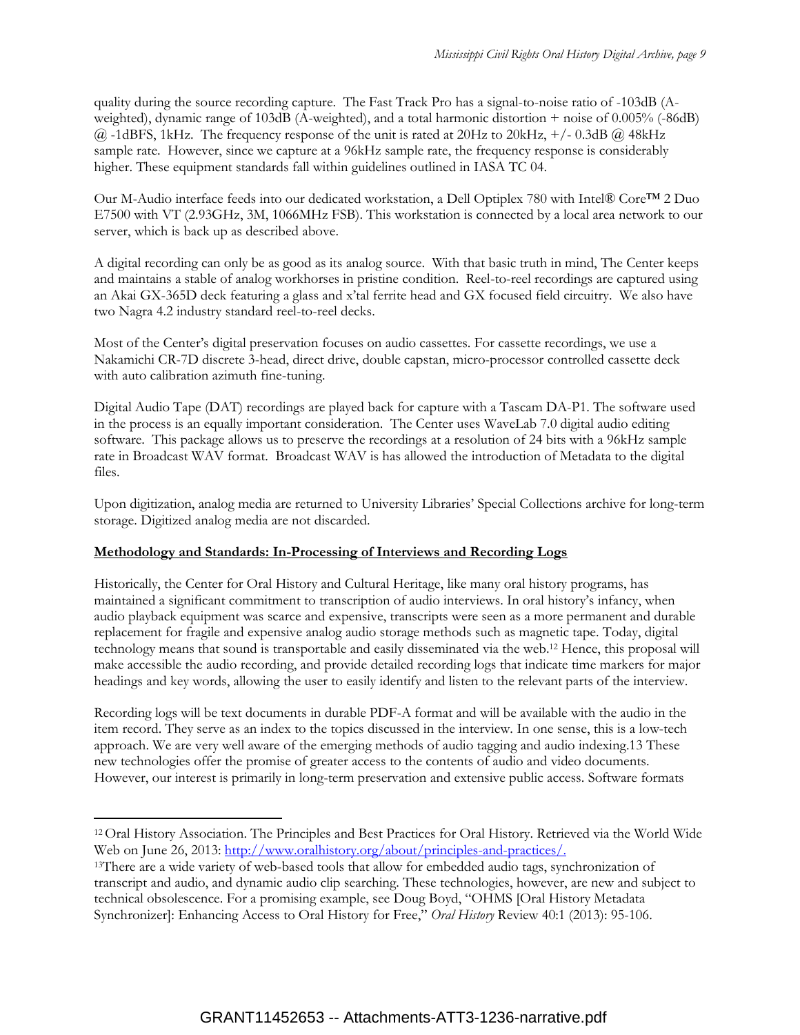quality during the source recording capture. The Fast Track Pro has a signal-to-noise ratio of -103dB (A-weighted), dynamic range of 103dB (A-weighted), and a total harmonic distortion + noise of 0.005% (-86dB) @ -1dBFS, 1kHz. The frequency response of the unit is rated at 20Hz to 20kHz, +/- 0.3dB @ 48kHz sample rate. However, since we capture at a 96kHz sample rate, the frequency response is considerably higher. These equipment standards fall within guidelines outlined in IASA TC 04.

Our M-Audio interface feeds into our dedicated workstation, a Dell Optiplex 780 with Intel® Core™ 2 Duo E7500 with VT (2.93GHz, 3M, 1066MHz FSB). This workstation is connected by a local area network to our server, which is back up as described above.

A digital recording can only be as good as its analog source. With that basic truth in mind, The Center keeps and maintains a stable of analog workhorses in pristine condition. Reel-to-reel recordings are captured using an Akai GX-365D deck featuring a glass and x'tal ferrite head and GX focused field circuitry. We also have two Nagra 4.2 industry standard reel-to-reel decks.

Most of the Center's digital preservation focuses on audio cassettes. For cassette recordings, we use a Nakamichi CR-7D discrete 3-head, direct drive, double capstan, micro-processor controlled cassette deck with auto calibration azimuth fine-tuning.

Digital Audio Tape (DAT) recordings are played back for capture with a Tascam DA-P1. The software used in the process is an equally important consideration. The Center uses WaveLab 7.0 digital audio editing software. This package allows us to preserve the recordings at a resolution of 24 bits with a 96kHz sample rate in Broadcast WAV format. Broadcast WAV is has allowed the introduction of Metadata to the digital files.

Upon digitization, analog media are returned to University Libraries' Special Collections archive for long-term storage. Digitized analog media are not discarded.

**Methodology and Standards: In-Processing of Interviews and Recording Logs**

Historically, the Center for Oral History and Cultural Heritage, like many oral history programs, has maintained a significant commitment to transcription of audio interviews. In oral history's infancy, when audio playback equipment was scarce and expensive, transcripts were seen as a more permanent and durable replacement for fragile and expensive analog audio storage methods such as magnetic tape. Today, digital technology means that sound is transportable and easily disseminated via the web.[12] Hence, this proposal will make accessible the audio recording, and provide detailed recording logs that indicate time markers for major headings and key words, allowing the user to easily identify and listen to the relevant parts of the interview.

Recording logs will be text documents in durable PDF-A format and will be available with the audio in the item record. They serve as an index to the topics discussed in the interview. In one sense, this is a low-tech approach. We are very well aware of the emerging methods of audio tagging and audio indexing.13 These new technologies offer the promise of greater access to the contents of audio and video documents. However, our interest is primarily in long-term preservation and extensive public access. Software formats

---

[12] Oral History Association. The Principles and Best Practices for Oral History. Retrieved via the World Wide Web on June 26, 2013: http://www.oralhistory.org/about/principles-and-practices/.

[13] There are a wide variety of web-based tools that allow for embedded audio tags, synchronization of transcript and audio, and dynamic audio clip searching. These technologies, however, are new and subject to technical obsolescence. For a promising example, see Doug Boyd, "OHMS [Oral History Metadata Synchronizer]: Enhancing Access to Oral History for Free," *Oral History* Review 40:1 (2013): 95-106.

GRANT11452653 -- Attachments-ATT3-1236-narrative.pdf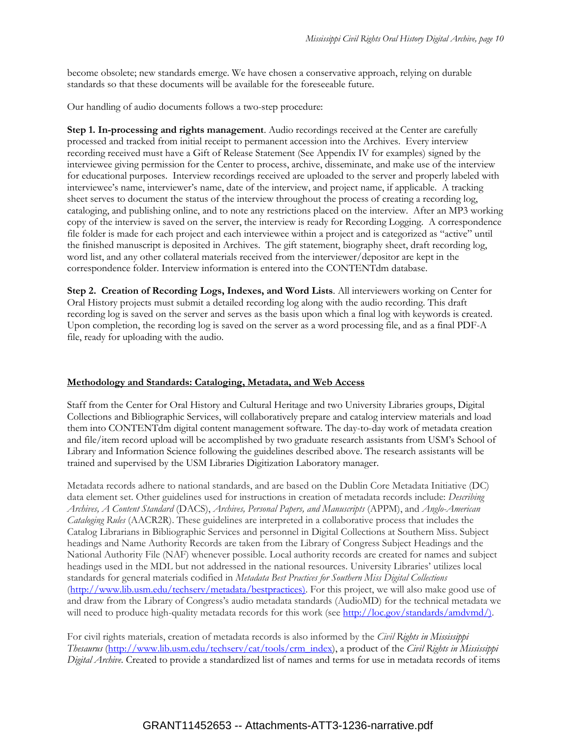become obsolete; new standards emerge. We have chosen a conservative approach, relying on durable standards so that these documents will be available for the foreseeable future.

Our handling of audio documents follows a two-step procedure:

**Step 1. In-processing and rights management**. Audio recordings received at the Center are carefully processed and tracked from initial receipt to permanent accession into the Archives. Every interview recording received must have a Gift of Release Statement (See Appendix IV for examples) signed by the interviewee giving permission for the Center to process, archive, disseminate, and make use of the interview for educational purposes. Interview recordings received are uploaded to the server and properly labeled with interviewee's name, interviewer's name, date of the interview, and project name, if applicable. A tracking sheet serves to document the status of the interview throughout the process of creating a recording log, cataloging, and publishing online, and to note any restrictions placed on the interview. After an MP3 working copy of the interview is saved on the server, the interview is ready for Recording Logging. A correspondence file folder is made for each project and each interviewee within a project and is categorized as "active" until the finished manuscript is deposited in Archives. The gift statement, biography sheet, draft recording log, word list, and any other collateral materials received from the interviewer/depositor are kept in the correspondence folder. Interview information is entered into the CONTENTdm database.

**Step 2. Creation of Recording Logs, Indexes, and Word Lists**. All interviewers working on Center for Oral History projects must submit a detailed recording log along with the audio recording. This draft recording log is saved on the server and serves as the basis upon which a final log with keywords is created. Upon completion, the recording log is saved on the server as a word processing file, and as a final PDF-A file, ready for uploading with the audio.

## Methodology and Standards: Cataloging, Metadata, and Web Access

Staff from the Center for Oral History and Cultural Heritage and two University Libraries groups, Digital Collections and Bibliographic Services, will collaboratively prepare and catalog interview materials and load them into CONTENTdm digital content management software. The day-to-day work of metadata creation and file/item record upload will be accomplished by two graduate research assistants from USM's School of Library and Information Science following the guidelines described above. The research assistants will be trained and supervised by the USM Libraries Digitization Laboratory manager.

Metadata records adhere to national standards, and are based on the Dublin Core Metadata Initiative (DC) data element set. Other guidelines used for instructions in creation of metadata records include: *Describing Archives, A Content Standard* (DACS), *Archives, Personal Papers, and Manuscripts* (APPM), and *Anglo-American Cataloging Rules* (AACR2R). These guidelines are interpreted in a collaborative process that includes the Catalog Librarians in Bibliographic Services and personnel in Digital Collections at Southern Miss. Subject headings and Name Authority Records are taken from the Library of Congress Subject Headings and the National Authority File (NAF) whenever possible. Local authority records are created for names and subject headings used in the MDL but not addressed in the national resources. University Libraries' utilizes local standards for general materials codified in *Metadata Best Practices for Southern Miss Digital Collections* (http://www.lib.usm.edu/techserv/metadata/bestpractices). For this project, we will also make good use of and draw from the Library of Congress's audio metadata standards (AudioMD) for the technical metadata we will need to produce high-quality metadata records for this work (see http://loc.gov/standards/amdvmd/).

For civil rights materials, creation of metadata records is also informed by the *Civil Rights in Mississippi Thesaurus* (http://www.lib.usm.edu/techserv/cat/tools/crm_index), a product of the *Civil Rights in Mississippi Digital Archive*. Created to provide a standardized list of names and terms for use in metadata records of items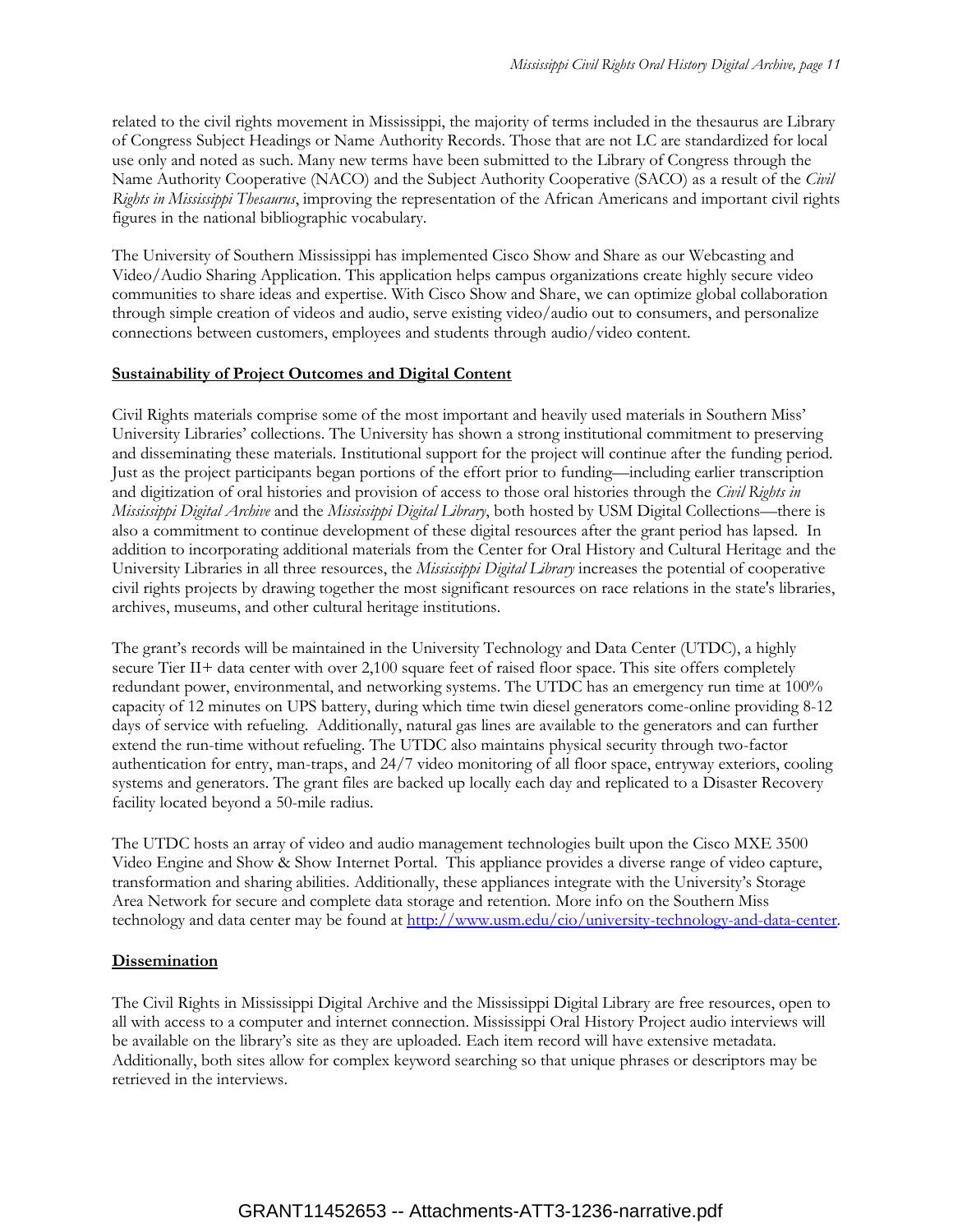related to the civil rights movement in Mississippi, the majority of terms included in the thesaurus are Library of Congress Subject Headings or Name Authority Records. Those that are not LC are standardized for local use only and noted as such. Many new terms have been submitted to the Library of Congress through the Name Authority Cooperative (NACO) and the Subject Authority Cooperative (SACO) as a result of the *Civil Rights in Mississippi Thesaurus*, improving the representation of the African Americans and important civil rights figures in the national bibliographic vocabulary.

The University of Southern Mississippi has implemented Cisco Show and Share as our Webcasting and Video/Audio Sharing Application. This application helps campus organizations create highly secure video communities to share ideas and expertise. With Cisco Show and Share, we can optimize global collaboration through simple creation of videos and audio, serve existing video/audio out to consumers, and personalize connections between customers, employees and students through audio/video content.

**Sustainability of Project Outcomes and Digital Content**

Civil Rights materials comprise some of the most important and heavily used materials in Southern Miss' University Libraries' collections. The University has shown a strong institutional commitment to preserving and disseminating these materials. Institutional support for the project will continue after the funding period. Just as the project participants began portions of the effort prior to funding—including earlier transcription and digitization of oral histories and provision of access to those oral histories through the *Civil Rights in Mississippi Digital Archive* and the *Mississippi Digital Library*, both hosted by USM Digital Collections—there is also a commitment to continue development of these digital resources after the grant period has lapsed. In addition to incorporating additional materials from the Center for Oral History and Cultural Heritage and the University Libraries in all three resources, the *Mississippi Digital Library* increases the potential of cooperative civil rights projects by drawing together the most significant resources on race relations in the state's libraries, archives, museums, and other cultural heritage institutions.

The grant's records will be maintained in the University Technology and Data Center (UTDC), a highly secure Tier II+ data center with over 2,100 square feet of raised floor space. This site offers completely redundant power, environmental, and networking systems. The UTDC has an emergency run time at 100% capacity of 12 minutes on UPS battery, during which time twin diesel generators come-online providing 8-12 days of service with refueling. Additionally, natural gas lines are available to the generators and can further extend the run-time without refueling. The UTDC also maintains physical security through two-factor authentication for entry, man-traps, and 24/7 video monitoring of all floor space, entryway exteriors, cooling systems and generators. The grant files are backed up locally each day and replicated to a Disaster Recovery facility located beyond a 50-mile radius.

The UTDC hosts an array of video and audio management technologies built upon the Cisco MXE 3500 Video Engine and Show & Show Internet Portal. This appliance provides a diverse range of video capture, transformation and sharing abilities. Additionally, these appliances integrate with the University's Storage Area Network for secure and complete data storage and retention. More info on the Southern Miss technology and data center may be found at http://www.usm.edu/cio/university-technology-and-data-center.

**Dissemination**

The Civil Rights in Mississippi Digital Archive and the Mississippi Digital Library are free resources, open to all with access to a computer and internet connection. Mississippi Oral History Project audio interviews will be available on the library's site as they are uploaded. Each item record will have extensive metadata. Additionally, both sites allow for complex keyword searching so that unique phrases or descriptors may be retrieved in the interviews.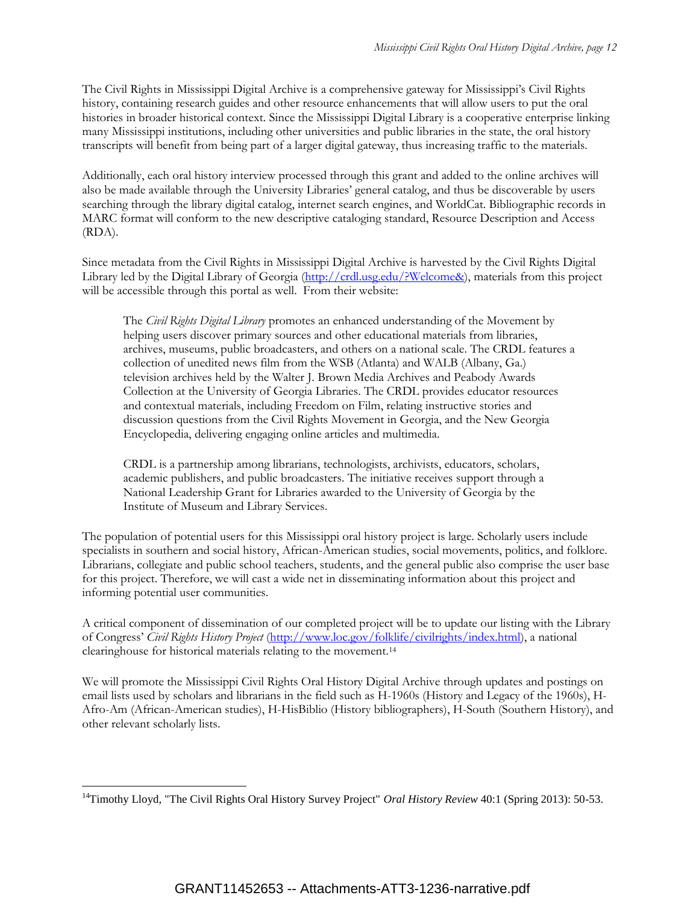The Civil Rights in Mississippi Digital Archive is a comprehensive gateway for Mississippi's Civil Rights history, containing research guides and other resource enhancements that will allow users to put the oral histories in broader historical context. Since the Mississippi Digital Library is a cooperative enterprise linking many Mississippi institutions, including other universities and public libraries in the state, the oral history transcripts will benefit from being part of a larger digital gateway, thus increasing traffic to the materials.

Additionally, each oral history interview processed through this grant and added to the online archives will also be made available through the University Libraries' general catalog, and thus be discoverable by users searching through the library digital catalog, internet search engines, and WorldCat. Bibliographic records in MARC format will conform to the new descriptive cataloging standard, Resource Description and Access (RDA).

Since metadata from the Civil Rights in Mississippi Digital Archive is harvested by the Civil Rights Digital Library led by the Digital Library of Georgia (http://crdl.usg.edu/?Welcome&), materials from this project will be accessible through this portal as well. From their website:

> The *Civil Rights Digital Library* promotes an enhanced understanding of the Movement by helping users discover primary sources and other educational materials from libraries, archives, museums, public broadcasters, and others on a national scale. The CRDL features a collection of unedited news film from the WSB (Atlanta) and WALB (Albany, Ga.) television archives held by the Walter J. Brown Media Archives and Peabody Awards Collection at the University of Georgia Libraries. The CRDL provides educator resources and contextual materials, including Freedom on Film, relating instructive stories and discussion questions from the Civil Rights Movement in Georgia, and the New Georgia Encyclopedia, delivering engaging online articles and multimedia.
>
> CRDL is a partnership among librarians, technologists, archivists, educators, scholars, academic publishers, and public broadcasters. The initiative receives support through a National Leadership Grant for Libraries awarded to the University of Georgia by the Institute of Museum and Library Services.

The population of potential users for this Mississippi oral history project is large. Scholarly users include specialists in southern and social history, African-American studies, social movements, politics, and folklore. Librarians, collegiate and public school teachers, students, and the general public also comprise the user base for this project. Therefore, we will cast a wide net in disseminating information about this project and informing potential user communities.

A critical component of dissemination of our completed project will be to update our listing with the Library of Congress' *Civil Rights History Project* (http://www.loc.gov/folklife/civilrights/index.html), a national clearinghouse for historical materials relating to the movement.[14]

We will promote the Mississippi Civil Rights Oral History Digital Archive through updates and postings on email lists used by scholars and librarians in the field such as H-1960s (History and Legacy of the 1960s), H-Afro-Am (African-American studies), H-HisBiblio (History bibliographers), H-South (Southern History), and other relevant scholarly lists.

---

[14]Timothy Lloyd, "The Civil Rights Oral History Survey Project" *Oral History Review* 40:1 (Spring 2013): 50-53.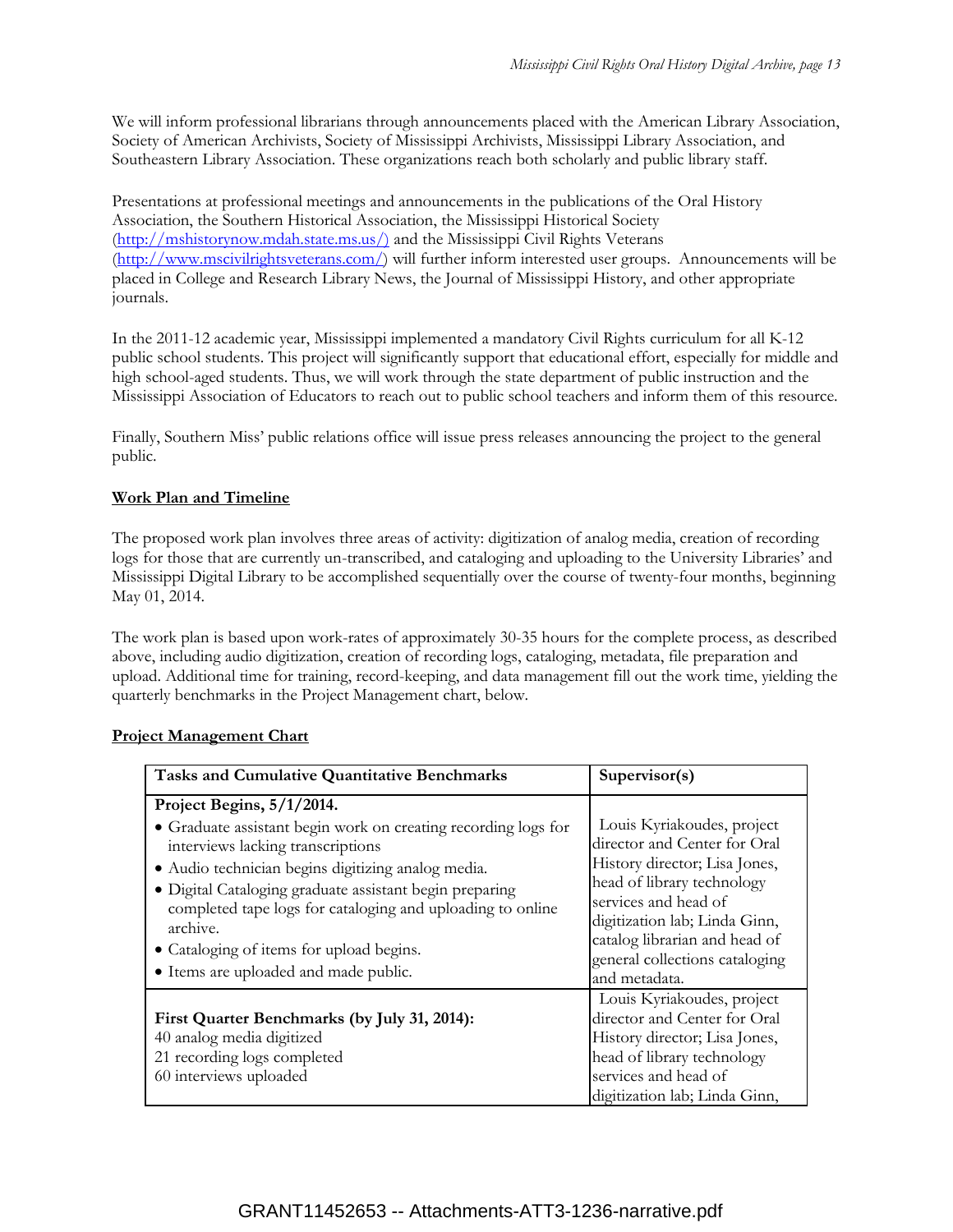We will inform professional librarians through announcements placed with the American Library Association, Society of American Archivists, Society of Mississippi Archivists, Mississippi Library Association, and Southeastern Library Association. These organizations reach both scholarly and public library staff.

Presentations at professional meetings and announcements in the publications of the Oral History Association, the Southern Historical Association, the Mississippi Historical Society (http://mshistorynow.mdah.state.ms.us/) and the Mississippi Civil Rights Veterans (http://www.mscivilrightsveterans.com/) will further inform interested user groups. Announcements will be placed in College and Research Library News, the Journal of Mississippi History, and other appropriate journals.

In the 2011-12 academic year, Mississippi implemented a mandatory Civil Rights curriculum for all K-12 public school students. This project will significantly support that educational effort, especially for middle and high school-aged students. Thus, we will work through the state department of public instruction and the Mississippi Association of Educators to reach out to public school teachers and inform them of this resource.

Finally, Southern Miss' public relations office will issue press releases announcing the project to the general public.

## Work Plan and Timeline

The proposed work plan involves three areas of activity: digitization of analog media, creation of recording logs for those that are currently un-transcribed, and cataloging and uploading to the University Libraries' and Mississippi Digital Library to be accomplished sequentially over the course of twenty-four months, beginning May 01, 2014.

The work plan is based upon work-rates of approximately 30-35 hours for the complete process, as described above, including audio digitization, creation of recording logs, cataloging, metadata, file preparation and upload. Additional time for training, record-keeping, and data management fill out the work time, yielding the quarterly benchmarks in the Project Management chart, below.

## Project Management Chart

| Tasks and Cumulative Quantitative Benchmarks | Supervisor(s) |
|---|---|
| **Project Begins, 5/1/2014.**<br>• Graduate assistant begin work on creating recording logs for interviews lacking transcriptions<br>• Audio technician begins digitizing analog media.<br>• Digital Cataloging graduate assistant begin preparing completed tape logs for cataloging and uploading to online archive.<br>• Cataloging of items for upload begins.<br>• Items are uploaded and made public. | Louis Kyriakoudes, project director and Center for Oral History director; Lisa Jones, head of library technology services and head of digitization lab; Linda Ginn, catalog librarian and head of general collections cataloging and metadata. |
| **First Quarter Benchmarks (by July 31, 2014):**<br>40 analog media digitized<br>21 recording logs completed<br>60 interviews uploaded | Louis Kyriakoudes, project director and Center for Oral History director; Lisa Jones, head of library technology services and head of digitization lab; Linda Ginn, |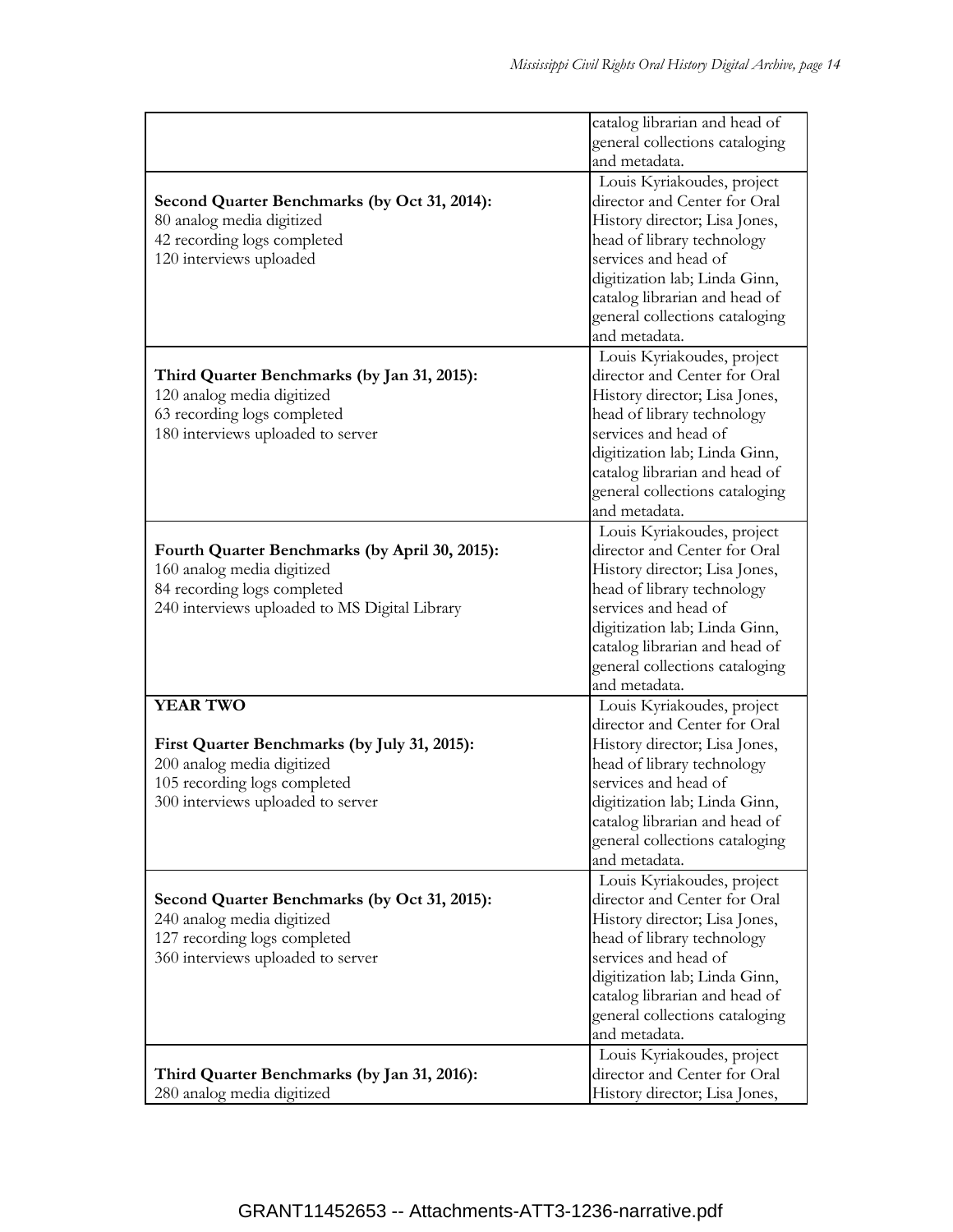| | |
|---|---|
| | catalog librarian and head of general collections cataloging and metadata. |
| **Second Quarter Benchmarks (by Oct 31, 2014):**<br>80 analog media digitized<br>42 recording logs completed<br>120 interviews uploaded | Louis Kyriakoudes, project director and Center for Oral History director; Lisa Jones, head of library technology services and head of digitization lab; Linda Ginn, catalog librarian and head of general collections cataloging and metadata. |
| **Third Quarter Benchmarks (by Jan 31, 2015):**<br>120 analog media digitized<br>63 recording logs completed<br>180 interviews uploaded to server | Louis Kyriakoudes, project director and Center for Oral History director; Lisa Jones, head of library technology services and head of digitization lab; Linda Ginn, catalog librarian and head of general collections cataloging and metadata. |
| **Fourth Quarter Benchmarks (by April 30, 2015):**<br>160 analog media digitized<br>84 recording logs completed<br>240 interviews uploaded to MS Digital Library | Louis Kyriakoudes, project director and Center for Oral History director; Lisa Jones, head of library technology services and head of digitization lab; Linda Ginn, catalog librarian and head of general collections cataloging and metadata. |
| **YEAR TWO**<br><br>**First Quarter Benchmarks (by July 31, 2015):**<br>200 analog media digitized<br>105 recording logs completed<br>300 interviews uploaded to server | Louis Kyriakoudes, project director and Center for Oral History director; Lisa Jones, head of library technology services and head of digitization lab; Linda Ginn, catalog librarian and head of general collections cataloging and metadata. |
| **Second Quarter Benchmarks (by Oct 31, 2015):**<br>240 analog media digitized<br>127 recording logs completed<br>360 interviews uploaded to server | Louis Kyriakoudes, project director and Center for Oral History director; Lisa Jones, head of library technology services and head of digitization lab; Linda Ginn, catalog librarian and head of general collections cataloging and metadata. |
| **Third Quarter Benchmarks (by Jan 31, 2016):**<br>280 analog media digitized | Louis Kyriakoudes, project director and Center for Oral History director; Lisa Jones, |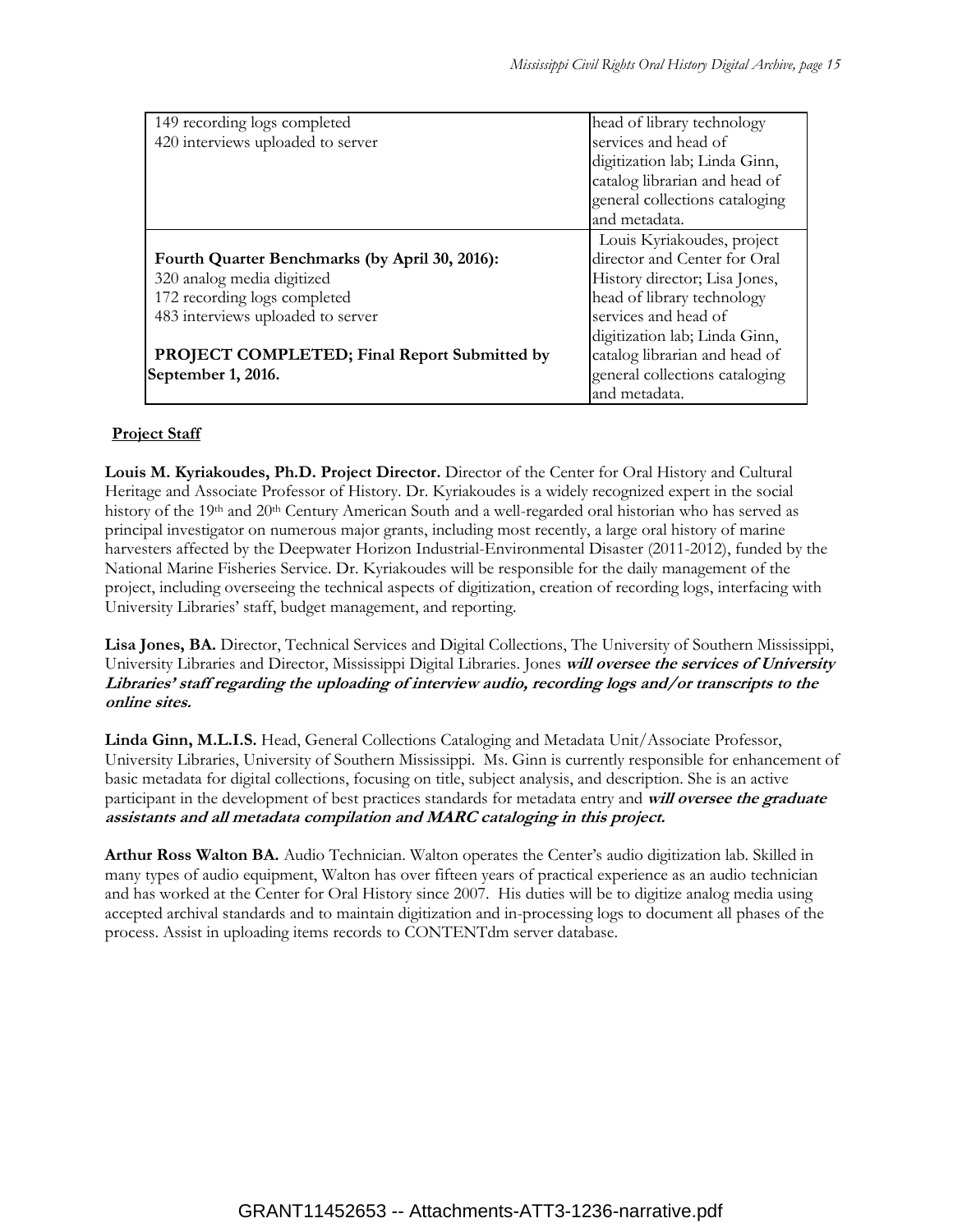| | |
|---|---|
| 149 recording logs completed<br>420 interviews uploaded to server | head of library technology services and head of digitization lab; Linda Ginn, catalog librarian and head of general collections cataloging and metadata. |
| **Fourth Quarter Benchmarks (by April 30, 2016):**<br>320 analog media digitized<br>172 recording logs completed<br>483 interviews uploaded to server<br><br>**PROJECT COMPLETED; Final Report Submitted by September 1, 2016.** | Louis Kyriakoudes, project director and Center for Oral History director; Lisa Jones, head of library technology services and head of digitization lab; Linda Ginn, catalog librarian and head of general collections cataloging and metadata. |

**Project Staff**

**Louis M. Kyriakoudes, Ph.D. Project Director.** Director of the Center for Oral History and Cultural Heritage and Associate Professor of History. Dr. Kyriakoudes is a widely recognized expert in the social history of the 19th and 20th Century American South and a well-regarded oral historian who has served as principal investigator on numerous major grants, including most recently, a large oral history of marine harvesters affected by the Deepwater Horizon Industrial-Environmental Disaster (2011-2012), funded by the National Marine Fisheries Service. Dr. Kyriakoudes will be responsible for the daily management of the project, including overseeing the technical aspects of digitization, creation of recording logs, interfacing with University Libraries' staff, budget management, and reporting.

**Lisa Jones, BA.** Director, Technical Services and Digital Collections, The University of Southern Mississippi, University Libraries and Director, Mississippi Digital Libraries. Jones ***will oversee the services of University Libraries' staff regarding the uploading of interview audio, recording logs and/or transcripts to the online sites.***

**Linda Ginn, M.L.I.S.** Head, General Collections Cataloging and Metadata Unit/Associate Professor, University Libraries, University of Southern Mississippi. Ms. Ginn is currently responsible for enhancement of basic metadata for digital collections, focusing on title, subject analysis, and description. She is an active participant in the development of best practices standards for metadata entry and ***will oversee the graduate assistants and all metadata compilation and MARC cataloging in this project.***

**Arthur Ross Walton BA.** Audio Technician. Walton operates the Center's audio digitization lab. Skilled in many types of audio equipment, Walton has over fifteen years of practical experience as an audio technician and has worked at the Center for Oral History since 2007. His duties will be to digitize analog media using accepted archival standards and to maintain digitization and in-processing logs to document all phases of the process. Assist in uploading items records to CONTENTdm server database.